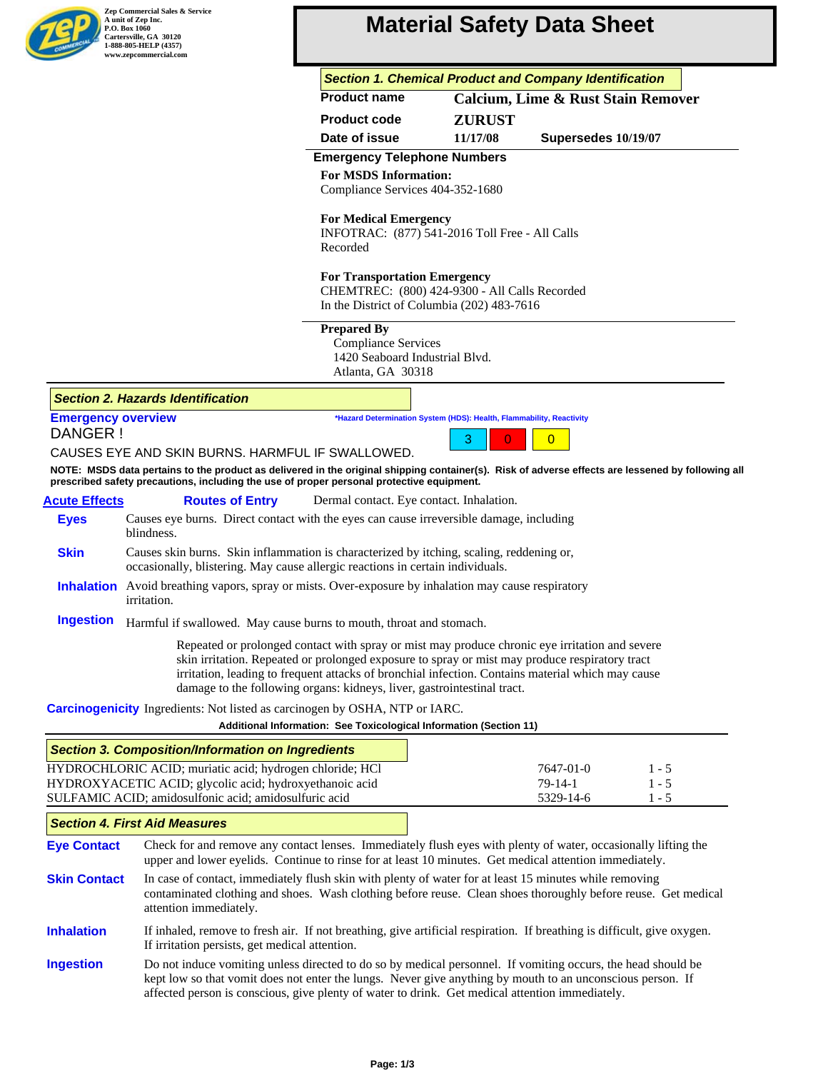Zep Commercial Sales & Service
A unit of Zep Inc.
P.O. Box 1060
Cartersville, GA 30120
1-888-805-HELP (4357)
www.zepcommercial.com

# Material Safety Data Sheet

## Section 1. Chemical Product and Company Identification

| | | |
|---|---|---|
| **Product name** | **Calcium, Lime & Rust Stain Remover** | |
| **Product code** | **ZURUST** | |
| **Date of issue** | **11/17/08** | **Supersedes 10/19/07** |

**Emergency Telephone Numbers**

**For MSDS Information:**
Compliance Services 404-352-1680

**For Medical Emergency**
INFOTRAC: (877) 541-2016 Toll Free - All Calls Recorded

**For Transportation Emergency**
CHEMTREC: (800) 424-9300 - All Calls Recorded
In the District of Columbia (202) 483-7616

**Prepared By**
Compliance Services
1420 Seaboard Industrial Blvd.
Atlanta, GA 30318

## Section 2. Hazards Identification

**Emergency overview**

DANGER !

CAUSES EYE AND SKIN BURNS. HARMFUL IF SWALLOWED.

*Hazard Determination System (HDS): Health, Flammability, Reactivity

| Health | Flammability | Reactivity |
|---|---|---|
| 3 | 0 | 0 |

**NOTE: MSDS data pertains to the product as delivered in the original shipping container(s). Risk of adverse effects are lessened by following all prescribed safety precautions, including the use of proper personal protective equipment.**

**Acute Effects**

**Routes of Entry** Dermal contact. Eye contact. Inhalation.

**Eyes** Causes eye burns. Direct contact with the eyes can cause irreversible damage, including blindness.

**Skin** Causes skin burns. Skin inflammation is characterized by itching, scaling, reddening or, occasionally, blistering. May cause allergic reactions in certain individuals.

**Inhalation** Avoid breathing vapors, spray or mists. Over-exposure by inhalation may cause respiratory irritation.

**Ingestion** Harmful if swallowed. May cause burns to mouth, throat and stomach.

Repeated or prolonged contact with spray or mist may produce chronic eye irritation and severe skin irritation. Repeated or prolonged exposure to spray or mist may produce respiratory tract irritation, leading to frequent attacks of bronchial infection. Contains material which may cause damage to the following organs: kidneys, liver, gastrointestinal tract.

**Carcinogenicity** Ingredients: Not listed as carcinogen by OSHA, NTP or IARC.

**Additional Information: See Toxicological Information (Section 11)**

## Section 3. Composition/Information on Ingredients

| Ingredient | CAS No. | % |
|---|---|---|
| HYDROCHLORIC ACID; muriatic acid; hydrogen chloride; HCl | 7647-01-0 | 1 - 5 |
| HYDROXYACETIC ACID; glycolic acid; hydroxyethanoic acid | 79-14-1 | 1 - 5 |
| SULFAMIC ACID; amidosulfonic acid; amidosulfuric acid | 5329-14-6 | 1 - 5 |

## Section 4. First Aid Measures

**Eye Contact** Check for and remove any contact lenses. Immediately flush eyes with plenty of water, occasionally lifting the upper and lower eyelids. Continue to rinse for at least 10 minutes. Get medical attention immediately.

**Skin Contact** In case of contact, immediately flush skin with plenty of water for at least 15 minutes while removing contaminated clothing and shoes. Wash clothing before reuse. Clean shoes thoroughly before reuse. Get medical attention immediately.

**Inhalation** If inhaled, remove to fresh air. If not breathing, give artificial respiration. If breathing is difficult, give oxygen. If irritation persists, get medical attention.

**Ingestion** Do not induce vomiting unless directed to do so by medical personnel. If vomiting occurs, the head should be kept low so that vomit does not enter the lungs. Never give anything by mouth to an unconscious person. If affected person is conscious, give plenty of water to drink. Get medical attention immediately.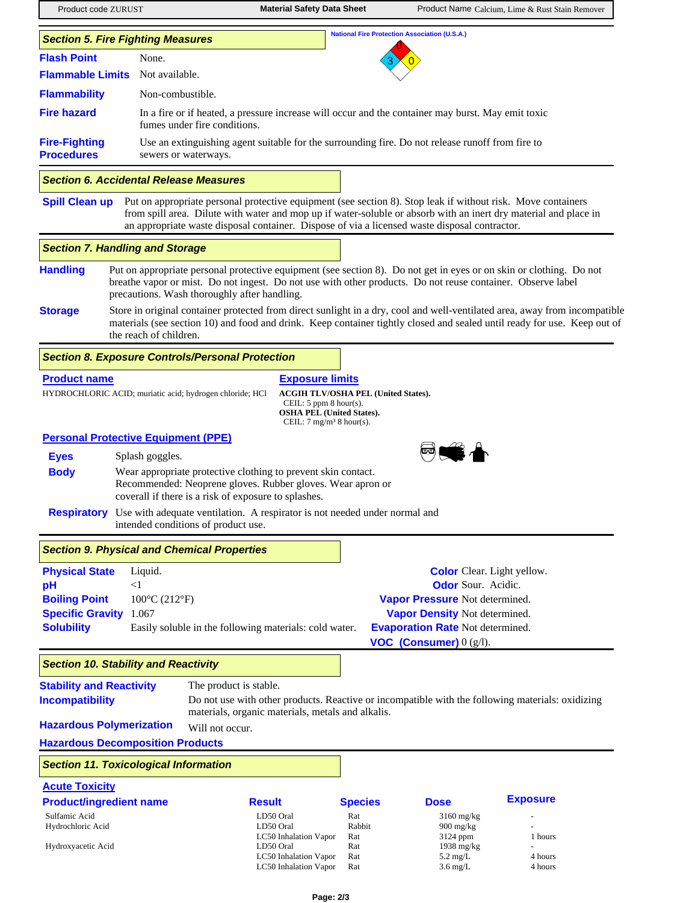## Section 5. Fire Fighting Measures

National Fire Protection Association (U.S.A.)

| | |
|---|---|
| **Flash Point** | None. |
| **Flammable Limits** | Not available. |
| **Flammability** | Non-combustible. |
| **Fire hazard** | In a fire or if heated, a pressure increase will occur and the container may burst. May emit toxic fumes under fire conditions. |
| **Fire-Fighting Procedures** | Use an extinguishing agent suitable for the surrounding fire. Do not release runoff from fire to sewers or waterways. |

## Section 6. Accidental Release Measures

**Spill Clean up** Put on appropriate personal protective equipment (see section 8). Stop leak if without risk. Move containers from spill area. Dilute with water and mop up if water-soluble or absorb with an inert dry material and place in an appropriate waste disposal container. Dispose of via a licensed waste disposal contractor.

## Section 7. Handling and Storage

**Handling** Put on appropriate personal protective equipment (see section 8). Do not get in eyes or on skin or clothing. Do not breathe vapor or mist. Do not ingest. Do not use with other products. Do not reuse container. Observe label precautions. Wash thoroughly after handling.

**Storage** Store in original container protected from direct sunlight in a dry, cool and well-ventilated area, away from incompatible materials (see section 10) and food and drink. Keep container tightly closed and sealed until ready for use. Keep out of the reach of children.

## Section 8. Exposure Controls/Personal Protection

| Product name | Exposure limits |
|---|---|
| HYDROCHLORIC ACID; muriatic acid; hydrogen chloride; HCl | **ACGIH TLV/OSHA PEL (United States).** CEIL: 5 ppm 8 hour(s). **OSHA PEL (United States).** CEIL: 7 mg/m³ 8 hour(s). |

### Personal Protective Equipment (PPE)

**Eyes** Splash goggles.

**Body** Wear appropriate protective clothing to prevent skin contact. Recommended: Neoprene gloves. Rubber gloves. Wear apron or coverall if there is a risk of exposure to splashes.

**Respiratory** Use with adequate ventilation. A respirator is not needed under normal and intended conditions of product use.

## Section 9. Physical and Chemical Properties

| | |
|---|---|
| **Physical State** | Liquid. |
| **pH** | <1 |
| **Boiling Point** | 100°C (212°F) |
| **Specific Gravity** | 1.067 |
| **Solubility** | Easily soluble in the following materials: cold water. |
| **Color** | Clear. Light yellow. |
| **Odor** | Sour. Acidic. |
| **Vapor Pressure** | Not determined. |
| **Vapor Density** | Not determined. |
| **Evaporation Rate** | Not determined. |
| **VOC (Consumer)** | 0 (g/l). |

## Section 10. Stability and Reactivity

**Stability and Reactivity** The product is stable.

**Incompatibility** Do not use with other products. Reactive or incompatible with the following materials: oxidizing materials, organic materials, metals and alkalis.

**Hazardous Polymerization** Will not occur.

**Hazardous Decomposition Products**

## Section 11. Toxicological Information

### Acute Toxicity

| Product/ingredient name | Result | Species | Dose | Exposure |
|---|---|---|---|---|
| Sulfamic Acid | LD50 Oral | Rat | 3160 mg/kg | - |
| Hydrochloric Acid | LD50 Oral | Rabbit | 900 mg/kg | - |
| | LC50 Inhalation Vapor | Rat | 3124 ppm | 1 hours |
| Hydroxyacetic Acid | LD50 Oral | Rat | 1938 mg/kg | - |
| | LC50 Inhalation Vapor | Rat | 5.2 mg/L | 4 hours |
| | LC50 Inhalation Vapor | Rat | 3.6 mg/L | 4 hours |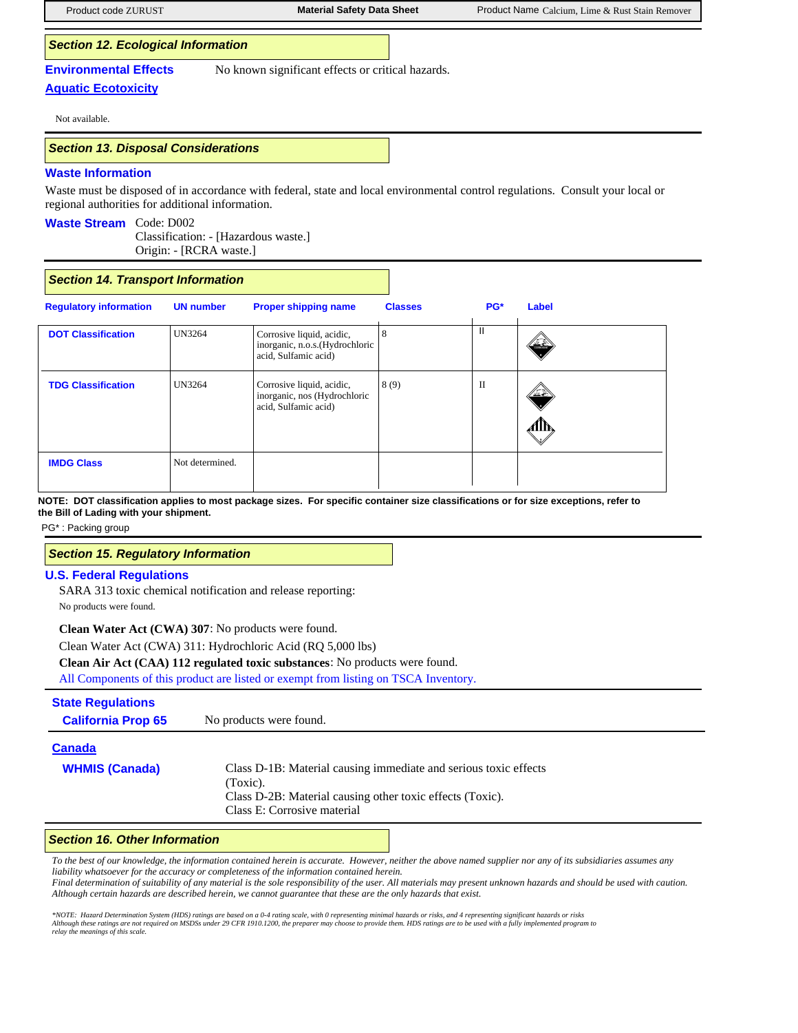## Section 12. Ecological Information

**Environmental Effects** No known significant effects or critical hazards.

**Aquatic Ecotoxicity**

Not available.

## Section 13. Disposal Considerations

**Waste Information**

Waste must be disposed of in accordance with federal, state and local environmental control regulations. Consult your local or regional authorities for additional information.

**Waste Stream** Code: D002
Classification: - [Hazardous waste.]
Origin: - [RCRA waste.]

## Section 14. Transport Information

| Regulatory information | UN number | Proper shipping name | Classes | PG* | Label |
|---|---|---|---|---|---|
| **DOT Classification** | UN3264 | Corrosive liquid, acidic, inorganic, n.o.s.(Hydrochloric acid, Sulfamic acid) | 8 | II | |
| **TDG Classification** | UN3264 | Corrosive liquid, acidic, inorganic, nos (Hydrochloric acid, Sulfamic acid) | 8 (9) | II | |
| **IMDG Class** | Not determined. | | | | |

**NOTE: DOT classification applies to most package sizes. For specific container size classifications or for size exceptions, refer to the Bill of Lading with your shipment.**

PG* : Packing group

## Section 15. Regulatory Information

**U.S. Federal Regulations**

SARA 313 toxic chemical notification and release reporting:
No products were found.

**Clean Water Act (CWA) 307**: No products were found.

Clean Water Act (CWA) 311: Hydrochloric Acid (RQ 5,000 lbs)

**Clean Air Act (CAA) 112 regulated toxic substances**: No products were found.

All Components of this product are listed or exempt from listing on TSCA Inventory.

**State Regulations**

**California Prop 65** No products were found.

**Canada**

**WHMIS (Canada)** Class D-1B: Material causing immediate and serious toxic effects (Toxic).
Class D-2B: Material causing other toxic effects (Toxic).
Class E: Corrosive material

## Section 16. Other Information

*To the best of our knowledge, the information contained herein is accurate. However, neither the above named supplier nor any of its subsidiaries assumes any liability whatsoever for the accuracy or completeness of the information contained herein.*
*Final determination of suitability of any material is the sole responsibility of the user. All materials may present unknown hazards and should be used with caution. Although certain hazards are described herein, we cannot guarantee that these are the only hazards that exist.*

*\*NOTE: Hazard Determination System (HDS) ratings are based on a 0-4 rating scale, with 0 representing minimal hazards or risks, and 4 representing significant hazards or risks Although these ratings are not required on MSDSs under 29 CFR 1910.1200, the preparer may choose to provide them. HDS ratings are to be used with a fully implemented program to relay the meanings of this scale.*